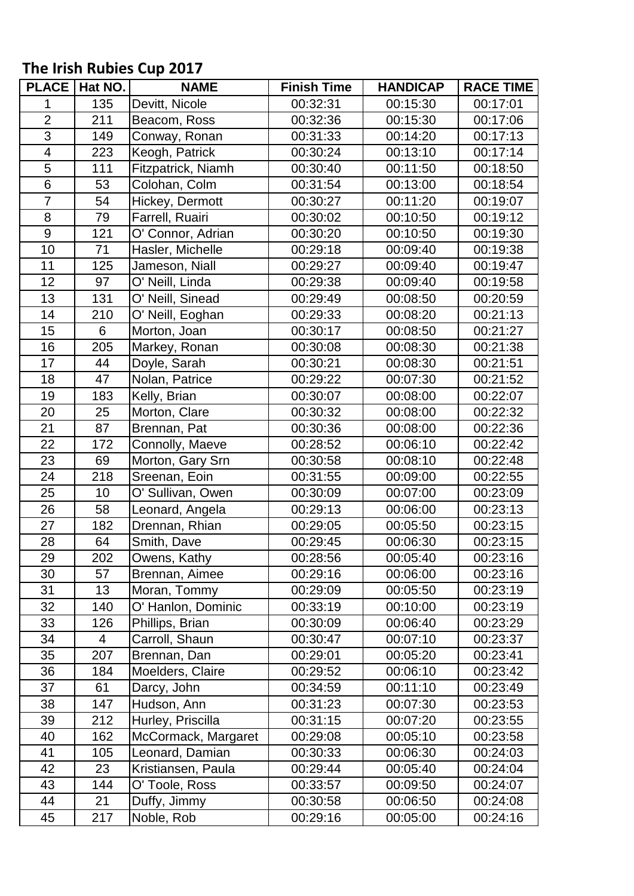# The Irish Rubies Cup 2017

| PLACE | Hat NO. | NAME | Finish Time | HANDICAP | RACE TIME |
|---|---|---|---|---|---|
| 1 | 135 | Devitt, Nicole | 00:32:31 | 00:15:30 | 00:17:01 |
| 2 | 211 | Beacom, Ross | 00:32:36 | 00:15:30 | 00:17:06 |
| 3 | 149 | Conway, Ronan | 00:31:33 | 00:14:20 | 00:17:13 |
| 4 | 223 | Keogh, Patrick | 00:30:24 | 00:13:10 | 00:17:14 |
| 5 | 111 | Fitzpatrick, Niamh | 00:30:40 | 00:11:50 | 00:18:50 |
| 6 | 53 | Colohan, Colm | 00:31:54 | 00:13:00 | 00:18:54 |
| 7 | 54 | Hickey, Dermott | 00:30:27 | 00:11:20 | 00:19:07 |
| 8 | 79 | Farrell, Ruairi | 00:30:02 | 00:10:50 | 00:19:12 |
| 9 | 121 | O' Connor, Adrian | 00:30:20 | 00:10:50 | 00:19:30 |
| 10 | 71 | Hasler, Michelle | 00:29:18 | 00:09:40 | 00:19:38 |
| 11 | 125 | Jameson, Niall | 00:29:27 | 00:09:40 | 00:19:47 |
| 12 | 97 | O' Neill, Linda | 00:29:38 | 00:09:40 | 00:19:58 |
| 13 | 131 | O' Neill, Sinead | 00:29:49 | 00:08:50 | 00:20:59 |
| 14 | 210 | O' Neill, Eoghan | 00:29:33 | 00:08:20 | 00:21:13 |
| 15 | 6 | Morton, Joan | 00:30:17 | 00:08:50 | 00:21:27 |
| 16 | 205 | Markey, Ronan | 00:30:08 | 00:08:30 | 00:21:38 |
| 17 | 44 | Doyle, Sarah | 00:30:21 | 00:08:30 | 00:21:51 |
| 18 | 47 | Nolan, Patrice | 00:29:22 | 00:07:30 | 00:21:52 |
| 19 | 183 | Kelly, Brian | 00:30:07 | 00:08:00 | 00:22:07 |
| 20 | 25 | Morton, Clare | 00:30:32 | 00:08:00 | 00:22:32 |
| 21 | 87 | Brennan, Pat | 00:30:36 | 00:08:00 | 00:22:36 |
| 22 | 172 | Connolly, Maeve | 00:28:52 | 00:06:10 | 00:22:42 |
| 23 | 69 | Morton, Gary Srn | 00:30:58 | 00:08:10 | 00:22:48 |
| 24 | 218 | Sreenan, Eoin | 00:31:55 | 00:09:00 | 00:22:55 |
| 25 | 10 | O' Sullivan, Owen | 00:30:09 | 00:07:00 | 00:23:09 |
| 26 | 58 | Leonard, Angela | 00:29:13 | 00:06:00 | 00:23:13 |
| 27 | 182 | Drennan, Rhian | 00:29:05 | 00:05:50 | 00:23:15 |
| 28 | 64 | Smith, Dave | 00:29:45 | 00:06:30 | 00:23:15 |
| 29 | 202 | Owens, Kathy | 00:28:56 | 00:05:40 | 00:23:16 |
| 30 | 57 | Brennan, Aimee | 00:29:16 | 00:06:00 | 00:23:16 |
| 31 | 13 | Moran, Tommy | 00:29:09 | 00:05:50 | 00:23:19 |
| 32 | 140 | O' Hanlon, Dominic | 00:33:19 | 00:10:00 | 00:23:19 |
| 33 | 126 | Phillips, Brian | 00:30:09 | 00:06:40 | 00:23:29 |
| 34 | 4 | Carroll, Shaun | 00:30:47 | 00:07:10 | 00:23:37 |
| 35 | 207 | Brennan, Dan | 00:29:01 | 00:05:20 | 00:23:41 |
| 36 | 184 | Moelders, Claire | 00:29:52 | 00:06:10 | 00:23:42 |
| 37 | 61 | Darcy, John | 00:34:59 | 00:11:10 | 00:23:49 |
| 38 | 147 | Hudson, Ann | 00:31:23 | 00:07:30 | 00:23:53 |
| 39 | 212 | Hurley, Priscilla | 00:31:15 | 00:07:20 | 00:23:55 |
| 40 | 162 | McCormack, Margaret | 00:29:08 | 00:05:10 | 00:23:58 |
| 41 | 105 | Leonard, Damian | 00:30:33 | 00:06:30 | 00:24:03 |
| 42 | 23 | Kristiansen, Paula | 00:29:44 | 00:05:40 | 00:24:04 |
| 43 | 144 | O' Toole, Ross | 00:33:57 | 00:09:50 | 00:24:07 |
| 44 | 21 | Duffy, Jimmy | 00:30:58 | 00:06:50 | 00:24:08 |
| 45 | 217 | Noble, Rob | 00:29:16 | 00:05:00 | 00:24:16 |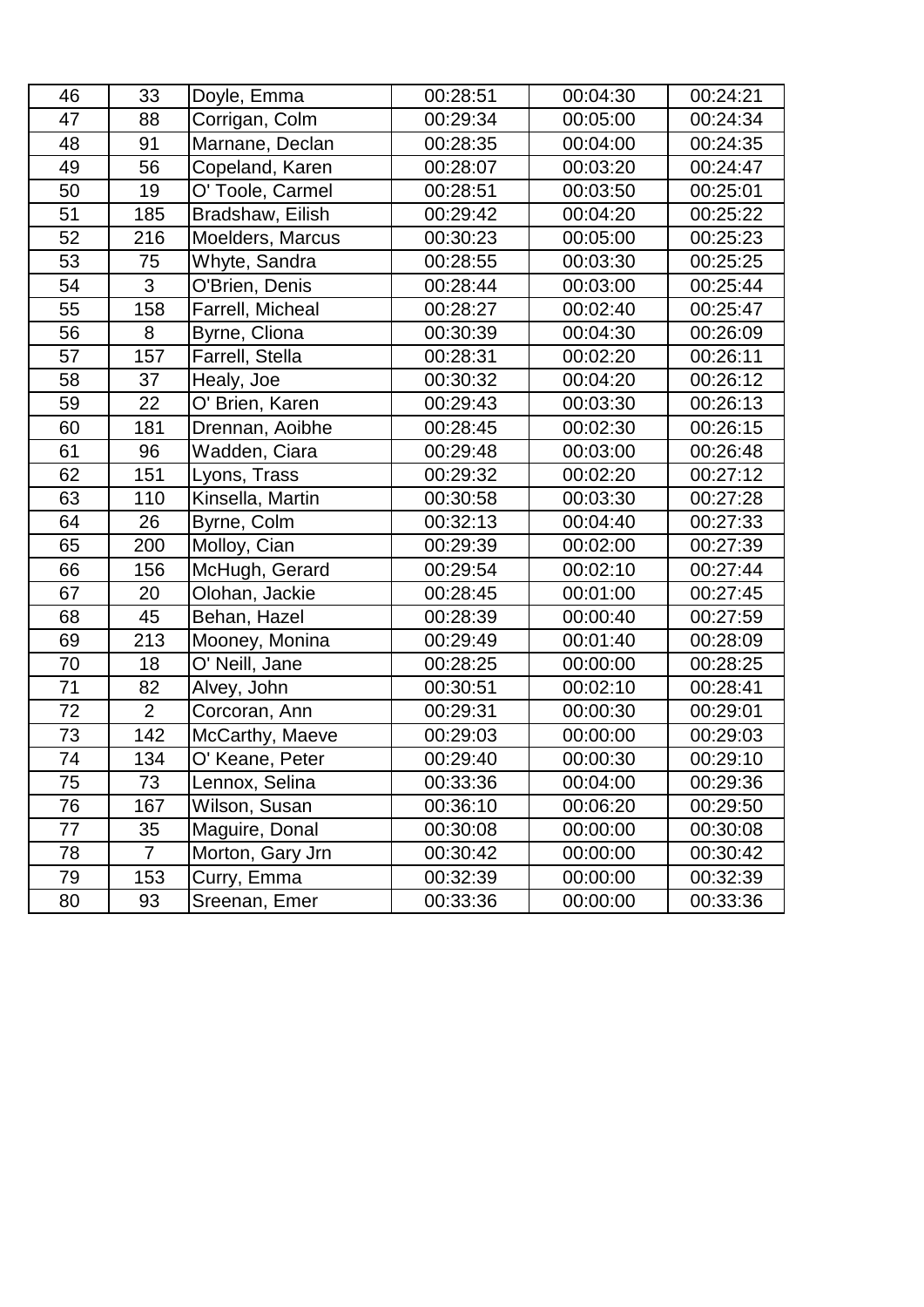| | | | | | |
|---|---|---|---|---|---|
| 46 | 33 | Doyle, Emma | 00:28:51 | 00:04:30 | 00:24:21 |
| 47 | 88 | Corrigan, Colm | 00:29:34 | 00:05:00 | 00:24:34 |
| 48 | 91 | Marnane, Declan | 00:28:35 | 00:04:00 | 00:24:35 |
| 49 | 56 | Copeland, Karen | 00:28:07 | 00:03:20 | 00:24:47 |
| 50 | 19 | O' Toole, Carmel | 00:28:51 | 00:03:50 | 00:25:01 |
| 51 | 185 | Bradshaw, Eilish | 00:29:42 | 00:04:20 | 00:25:22 |
| 52 | 216 | Moelders, Marcus | 00:30:23 | 00:05:00 | 00:25:23 |
| 53 | 75 | Whyte, Sandra | 00:28:55 | 00:03:30 | 00:25:25 |
| 54 | 3 | O'Brien, Denis | 00:28:44 | 00:03:00 | 00:25:44 |
| 55 | 158 | Farrell, Micheal | 00:28:27 | 00:02:40 | 00:25:47 |
| 56 | 8 | Byrne, Cliona | 00:30:39 | 00:04:30 | 00:26:09 |
| 57 | 157 | Farrell, Stella | 00:28:31 | 00:02:20 | 00:26:11 |
| 58 | 37 | Healy, Joe | 00:30:32 | 00:04:20 | 00:26:12 |
| 59 | 22 | O' Brien, Karen | 00:29:43 | 00:03:30 | 00:26:13 |
| 60 | 181 | Drennan, Aoibhe | 00:28:45 | 00:02:30 | 00:26:15 |
| 61 | 96 | Wadden, Ciara | 00:29:48 | 00:03:00 | 00:26:48 |
| 62 | 151 | Lyons, Trass | 00:29:32 | 00:02:20 | 00:27:12 |
| 63 | 110 | Kinsella, Martin | 00:30:58 | 00:03:30 | 00:27:28 |
| 64 | 26 | Byrne, Colm | 00:32:13 | 00:04:40 | 00:27:33 |
| 65 | 200 | Molloy, Cian | 00:29:39 | 00:02:00 | 00:27:39 |
| 66 | 156 | McHugh, Gerard | 00:29:54 | 00:02:10 | 00:27:44 |
| 67 | 20 | Olohan, Jackie | 00:28:45 | 00:01:00 | 00:27:45 |
| 68 | 45 | Behan, Hazel | 00:28:39 | 00:00:40 | 00:27:59 |
| 69 | 213 | Mooney, Monina | 00:29:49 | 00:01:40 | 00:28:09 |
| 70 | 18 | O' Neill, Jane | 00:28:25 | 00:00:00 | 00:28:25 |
| 71 | 82 | Alvey, John | 00:30:51 | 00:02:10 | 00:28:41 |
| 72 | 2 | Corcoran, Ann | 00:29:31 | 00:00:30 | 00:29:01 |
| 73 | 142 | McCarthy, Maeve | 00:29:03 | 00:00:00 | 00:29:03 |
| 74 | 134 | O' Keane, Peter | 00:29:40 | 00:00:30 | 00:29:10 |
| 75 | 73 | Lennox, Selina | 00:33:36 | 00:04:00 | 00:29:36 |
| 76 | 167 | Wilson, Susan | 00:36:10 | 00:06:20 | 00:29:50 |
| 77 | 35 | Maguire, Donal | 00:30:08 | 00:00:00 | 00:30:08 |
| 78 | 7 | Morton, Gary Jrn | 00:30:42 | 00:00:00 | 00:30:42 |
| 79 | 153 | Curry, Emma | 00:32:39 | 00:00:00 | 00:32:39 |
| 80 | 93 | Sreenan, Emer | 00:33:36 | 00:00:00 | 00:33:36 |